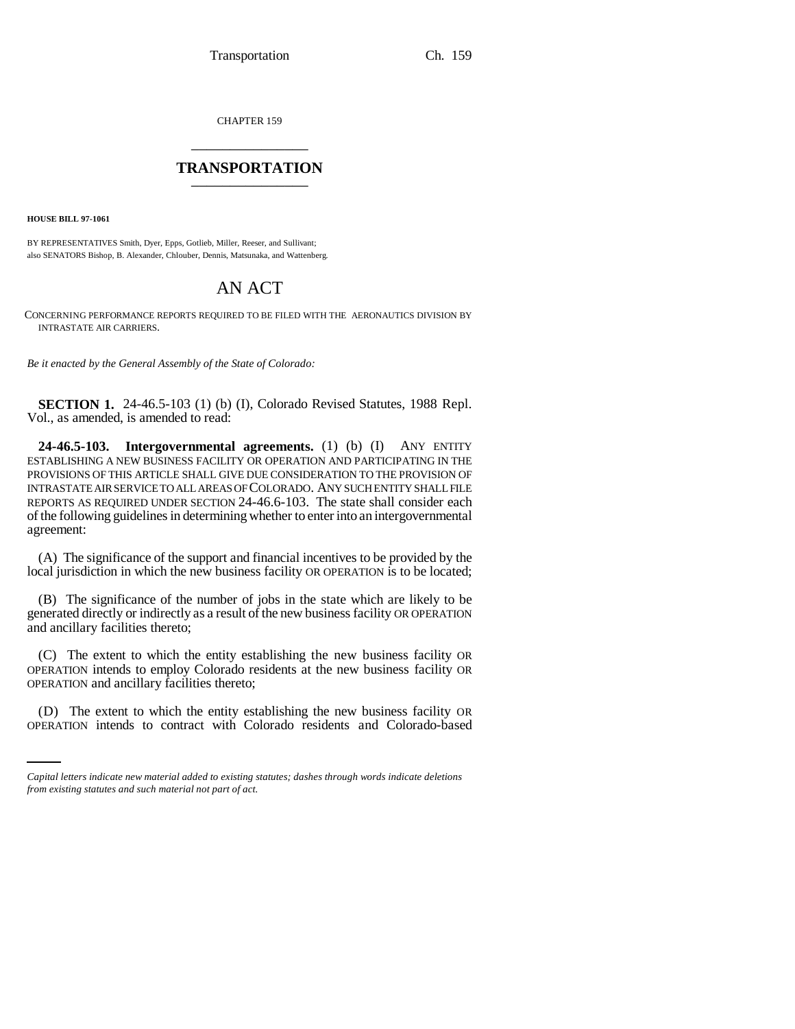CHAPTER 159

# TRANSPORTATION

**HOUSE BILL 97-1061**

BY REPRESENTATIVES Smith, Dyer, Epps, Gotlieb, Miller, Reeser, and Sullivant;
also SENATORS Bishop, B. Alexander, Chlouber, Dennis, Matsunaka, and Wattenberg.

## AN ACT

CONCERNING PERFORMANCE REPORTS REQUIRED TO BE FILED WITH THE AERONAUTICS DIVISION BY INTRASTATE AIR CARRIERS.

*Be it enacted by the General Assembly of the State of Colorado:*

**SECTION 1.** 24-46.5-103 (1) (b) (I), Colorado Revised Statutes, 1988 Repl. Vol., as amended, is amended to read:

**24-46.5-103. Intergovernmental agreements.** (1) (b) (I) ANY ENTITY ESTABLISHING A NEW BUSINESS FACILITY OR OPERATION AND PARTICIPATING IN THE PROVISIONS OF THIS ARTICLE SHALL GIVE DUE CONSIDERATION TO THE PROVISION OF INTRASTATE AIR SERVICE TO ALL AREAS OF COLORADO. ANY SUCH ENTITY SHALL FILE REPORTS AS REQUIRED UNDER SECTION 24-46.6-103. The state shall consider each of the following guidelines in determining whether to enter into an intergovernmental agreement:

(A) The significance of the support and financial incentives to be provided by the local jurisdiction in which the new business facility OR OPERATION is to be located;

(B) The significance of the number of jobs in the state which are likely to be generated directly or indirectly as a result of the new business facility OR OPERATION and ancillary facilities thereto;

(C) The extent to which the entity establishing the new business facility OR OPERATION intends to employ Colorado residents at the new business facility OR OPERATION and ancillary facilities thereto;

(D) The extent to which the entity establishing the new business facility OR OPERATION intends to contract with Colorado residents and Colorado-based

*Capital letters indicate new material added to existing statutes; dashes through words indicate deletions from existing statutes and such material not part of act.*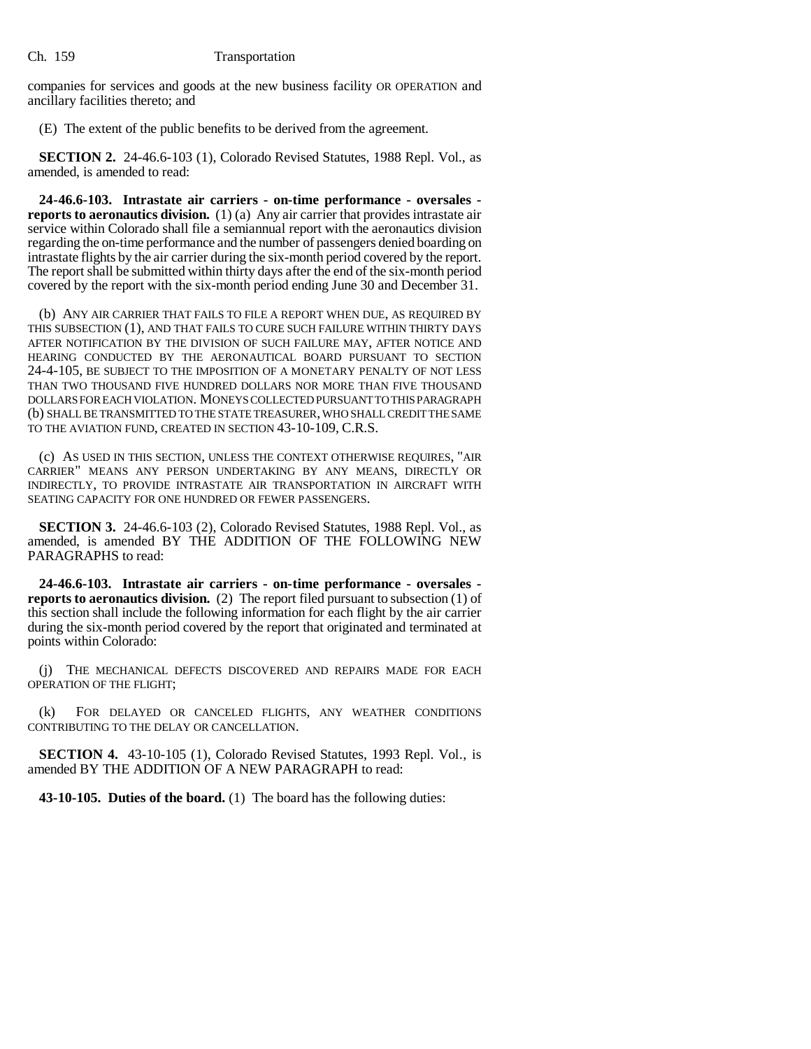companies for services and goods at the new business facility OR OPERATION and ancillary facilities thereto; and

(E) The extent of the public benefits to be derived from the agreement.

**SECTION 2.** 24-46.6-103 (1), Colorado Revised Statutes, 1988 Repl. Vol., as amended, is amended to read:

**24-46.6-103. Intrastate air carriers - on-time performance - oversales - reports to aeronautics division.** (1) (a) Any air carrier that provides intrastate air service within Colorado shall file a semiannual report with the aeronautics division regarding the on-time performance and the number of passengers denied boarding on intrastate flights by the air carrier during the six-month period covered by the report. The report shall be submitted within thirty days after the end of the six-month period covered by the report with the six-month period ending June 30 and December 31.

(b) ANY AIR CARRIER THAT FAILS TO FILE A REPORT WHEN DUE, AS REQUIRED BY THIS SUBSECTION (1), AND THAT FAILS TO CURE SUCH FAILURE WITHIN THIRTY DAYS AFTER NOTIFICATION BY THE DIVISION OF SUCH FAILURE MAY, AFTER NOTICE AND HEARING CONDUCTED BY THE AERONAUTICAL BOARD PURSUANT TO SECTION 24-4-105, BE SUBJECT TO THE IMPOSITION OF A MONETARY PENALTY OF NOT LESS THAN TWO THOUSAND FIVE HUNDRED DOLLARS NOR MORE THAN FIVE THOUSAND DOLLARS FOR EACH VIOLATION. MONEYS COLLECTED PURSUANT TO THIS PARAGRAPH (b) SHALL BE TRANSMITTED TO THE STATE TREASURER, WHO SHALL CREDIT THE SAME TO THE AVIATION FUND, CREATED IN SECTION 43-10-109, C.R.S.

(c) AS USED IN THIS SECTION, UNLESS THE CONTEXT OTHERWISE REQUIRES, "AIR CARRIER" MEANS ANY PERSON UNDERTAKING BY ANY MEANS, DIRECTLY OR INDIRECTLY, TO PROVIDE INTRASTATE AIR TRANSPORTATION IN AIRCRAFT WITH SEATING CAPACITY FOR ONE HUNDRED OR FEWER PASSENGERS.

**SECTION 3.** 24-46.6-103 (2), Colorado Revised Statutes, 1988 Repl. Vol., as amended, is amended BY THE ADDITION OF THE FOLLOWING NEW PARAGRAPHS to read:

**24-46.6-103. Intrastate air carriers - on-time performance - oversales - reports to aeronautics division.** (2) The report filed pursuant to subsection (1) of this section shall include the following information for each flight by the air carrier during the six-month period covered by the report that originated and terminated at points within Colorado:

(j) THE MECHANICAL DEFECTS DISCOVERED AND REPAIRS MADE FOR EACH OPERATION OF THE FLIGHT;

(k) FOR DELAYED OR CANCELED FLIGHTS, ANY WEATHER CONDITIONS CONTRIBUTING TO THE DELAY OR CANCELLATION.

**SECTION 4.** 43-10-105 (1), Colorado Revised Statutes, 1993 Repl. Vol., is amended BY THE ADDITION OF A NEW PARAGRAPH to read:

**43-10-105. Duties of the board.** (1) The board has the following duties: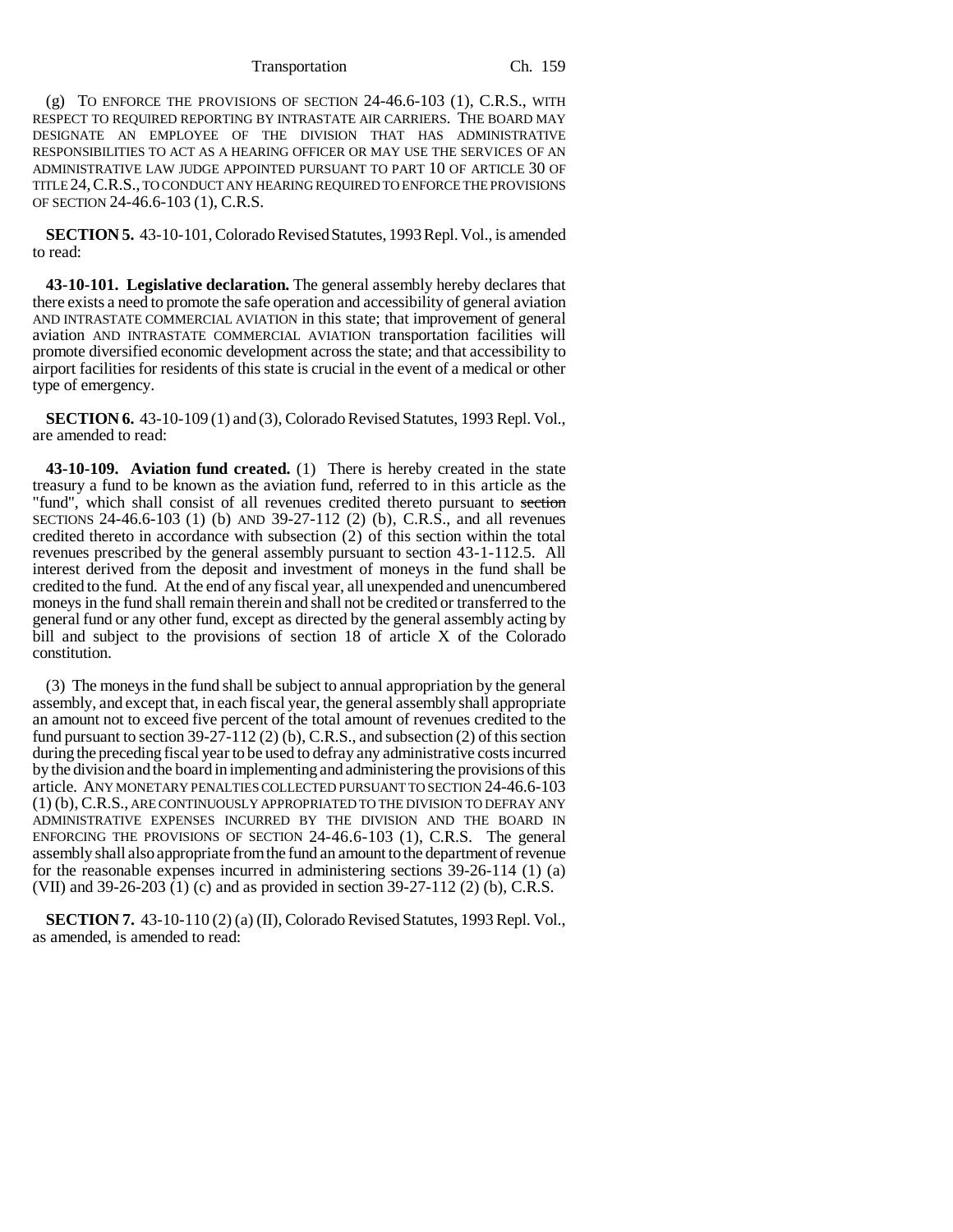(g) TO ENFORCE THE PROVISIONS OF SECTION 24-46.6-103 (1), C.R.S., WITH RESPECT TO REQUIRED REPORTING BY INTRASTATE AIR CARRIERS. THE BOARD MAY DESIGNATE AN EMPLOYEE OF THE DIVISION THAT HAS ADMINISTRATIVE RESPONSIBILITIES TO ACT AS A HEARING OFFICER OR MAY USE THE SERVICES OF AN ADMINISTRATIVE LAW JUDGE APPOINTED PURSUANT TO PART 10 OF ARTICLE 30 OF TITLE 24, C.R.S., TO CONDUCT ANY HEARING REQUIRED TO ENFORCE THE PROVISIONS OF SECTION 24-46.6-103 (1), C.R.S.

**SECTION 5.** 43-10-101, Colorado Revised Statutes, 1993 Repl. Vol., is amended to read:

**43-10-101. Legislative declaration.** The general assembly hereby declares that there exists a need to promote the safe operation and accessibility of general aviation AND INTRASTATE COMMERCIAL AVIATION in this state; that improvement of general aviation AND INTRASTATE COMMERCIAL AVIATION transportation facilities will promote diversified economic development across the state; and that accessibility to airport facilities for residents of this state is crucial in the event of a medical or other type of emergency.

**SECTION 6.** 43-10-109 (1) and (3), Colorado Revised Statutes, 1993 Repl. Vol., are amended to read:

**43-10-109. Aviation fund created.** (1) There is hereby created in the state treasury a fund to be known as the aviation fund, referred to in this article as the "fund", which shall consist of all revenues credited thereto pursuant to ~~section~~ SECTIONS 24-46.6-103 (1) (b) AND 39-27-112 (2) (b), C.R.S., and all revenues credited thereto in accordance with subsection (2) of this section within the total revenues prescribed by the general assembly pursuant to section 43-1-112.5. All interest derived from the deposit and investment of moneys in the fund shall be credited to the fund. At the end of any fiscal year, all unexpended and unencumbered moneys in the fund shall remain therein and shall not be credited or transferred to the general fund or any other fund, except as directed by the general assembly acting by bill and subject to the provisions of section 18 of article X of the Colorado constitution.

(3) The moneys in the fund shall be subject to annual appropriation by the general assembly, and except that, in each fiscal year, the general assembly shall appropriate an amount not to exceed five percent of the total amount of revenues credited to the fund pursuant to section 39-27-112 (2) (b), C.R.S., and subsection (2) of this section during the preceding fiscal year to be used to defray any administrative costs incurred by the division and the board in implementing and administering the provisions of this article. ANY MONETARY PENALTIES COLLECTED PURSUANT TO SECTION 24-46.6-103 (1) (b), C.R.S., ARE CONTINUOUSLY APPROPRIATED TO THE DIVISION TO DEFRAY ANY ADMINISTRATIVE EXPENSES INCURRED BY THE DIVISION AND THE BOARD IN ENFORCING THE PROVISIONS OF SECTION 24-46.6-103 (1), C.R.S. The general assembly shall also appropriate from the fund an amount to the department of revenue for the reasonable expenses incurred in administering sections 39-26-114 (1) (a) (VII) and 39-26-203 (1) (c) and as provided in section 39-27-112 (2) (b), C.R.S.

**SECTION 7.** 43-10-110 (2) (a) (II), Colorado Revised Statutes, 1993 Repl. Vol., as amended, is amended to read: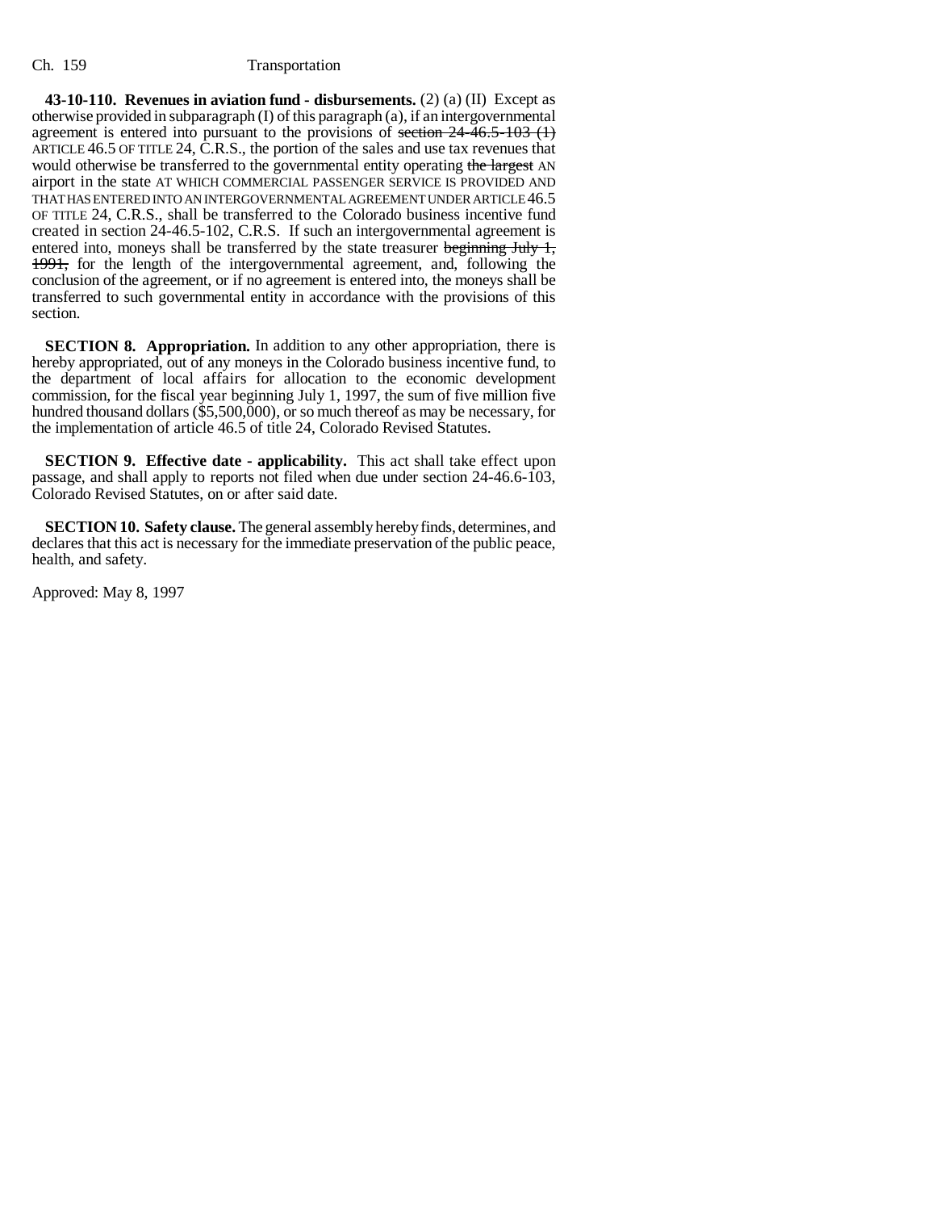**43-10-110. Revenues in aviation fund - disbursements.** (2) (a) (II) Except as otherwise provided in subparagraph (I) of this paragraph (a), if an intergovernmental agreement is entered into pursuant to the provisions of ~~section 24-46.5-103 (1)~~ ARTICLE 46.5 OF TITLE 24, C.R.S., the portion of the sales and use tax revenues that would otherwise be transferred to the governmental entity operating ~~the largest~~ AN airport in the state AT WHICH COMMERCIAL PASSENGER SERVICE IS PROVIDED AND THAT HAS ENTERED INTO AN INTERGOVERNMENTAL AGREEMENT UNDER ARTICLE 46.5 OF TITLE 24, C.R.S., shall be transferred to the Colorado business incentive fund created in section 24-46.5-102, C.R.S. If such an intergovernmental agreement is entered into, moneys shall be transferred by the state treasurer ~~beginning July 1, 1991,~~ for the length of the intergovernmental agreement, and, following the conclusion of the agreement, or if no agreement is entered into, the moneys shall be transferred to such governmental entity in accordance with the provisions of this section.

**SECTION 8. Appropriation.** In addition to any other appropriation, there is hereby appropriated, out of any moneys in the Colorado business incentive fund, to the department of local affairs for allocation to the economic development commission, for the fiscal year beginning July 1, 1997, the sum of five million five hundred thousand dollars ($5,500,000), or so much thereof as may be necessary, for the implementation of article 46.5 of title 24, Colorado Revised Statutes.

**SECTION 9. Effective date - applicability.** This act shall take effect upon passage, and shall apply to reports not filed when due under section 24-46.6-103, Colorado Revised Statutes, on or after said date.

**SECTION 10. Safety clause.** The general assembly hereby finds, determines, and declares that this act is necessary for the immediate preservation of the public peace, health, and safety.

Approved: May 8, 1997